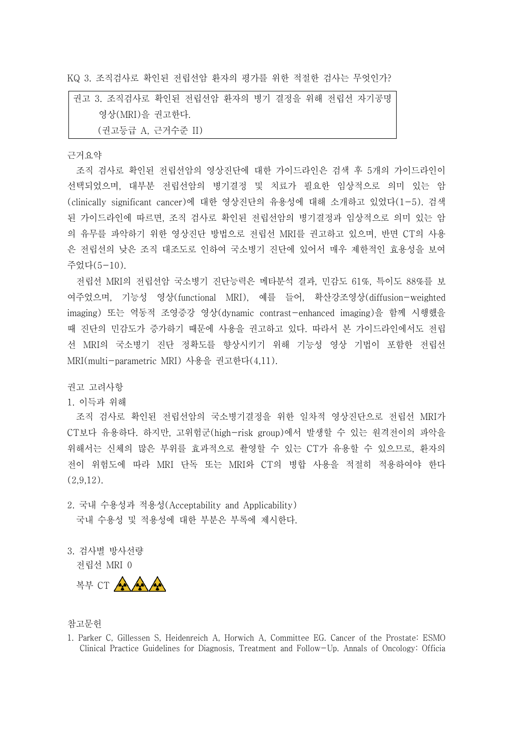KQ 3. 조직검사로 확인된 전립선암 환자의 평가를 위한 적절한 검사는 무엇인가?

| 권고 3. 조직검사로 확인된 전립선암 환자의 병기 결정을 위해 전립선 자기공명 영상(MRI)을 권고한다.<br>(권고등급 A, 근거수준 II) |
|---|

근거요약

조직 검사로 확인된 전립선암의 영상진단에 대한 가이드라인은 검색 후 5개의 가이드라인이 선택되었으며, 대부분 전립선암의 병기결정 및 치료가 필요한 임상적으로 의미 있는 암(clinically significant cancer)에 대한 영상진단의 유용성에 대해 소개하고 있었다(1-5). 검색된 가이드라인에 따르면, 조직 검사로 확인된 전립선암의 병기결정과 임상적으로 의미 있는 암의 유무를 파악하기 위한 영상진단 방법으로 전립선 MRI를 권고하고 있으며, 반면 CT의 사용은 전립선의 낮은 조직 대조도로 인하여 국소병기 진단에 있어서 매우 제한적인 효용성을 보여주었다(5-10).

전립선 MRI의 전립선암 국소병기 진단능력은 메타분석 결과, 민감도 61%, 특이도 88%를 보여주었으며, 기능성 영상(functional MRI), 예를 들어, 확산강조영상(diffusion-weighted imaging) 또는 역동적 조영증강 영상(dynamic contrast-enhanced imaging)을 함께 시행했을 때 진단의 민감도가 증가하기 때문에 사용을 권고하고 있다. 따라서 본 가이드라인에서도 전립선 MRI의 국소병기 진단 정확도를 향상시키기 위해 기능성 영상 기법이 포함한 전립선 MRI(multi-parametric MRI) 사용을 권고한다(4,11).

권고 고려사항

1. 이득과 위해

조직 검사로 확인된 전립선암의 국소병기결정을 위한 일차적 영상진단으로 전립선 MRI가 CT보다 유용하다. 하지만, 고위험군(high-risk group)에서 발생할 수 있는 원격전이의 파악을 위해서는 신체의 많은 부위를 효과적으로 촬영할 수 있는 CT가 유용할 수 있으므로, 환자의 전이 위험도에 따라 MRI 단독 또는 MRI와 CT의 병합 사용을 적절히 적용하여야 한다(2,9,12).

2. 국내 수용성과 적용성(Acceptability and Applicability)

국내 수용성 및 적용성에 대한 부분은 부록에 제시한다.

3. 검사별 방사선량

전립선 MRI 0

복부 CT ☢☢☢

참고문헌

1. Parker C, Gillessen S, Heidenreich A, Horwich A, Committee EG. Cancer of the Prostate: ESMO Clinical Practice Guidelines for Diagnosis, Treatment and Follow-Up. Annals of Oncology: Officia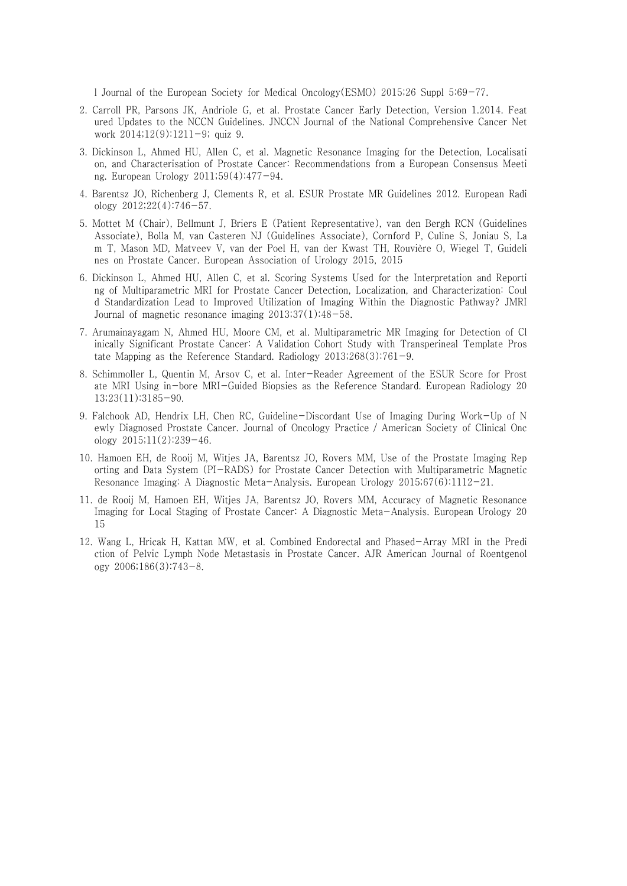l Journal of the European Society for Medical Oncology(ESMO) 2015;26 Suppl 5:69−77.

2. Carroll PR, Parsons JK, Andriole G, et al. Prostate Cancer Early Detection, Version 1.2014. Featured Updates to the NCCN Guidelines. JNCCN Journal of the National Comprehensive Cancer Network 2014;12(9):1211−9; quiz 9.
3. Dickinson L, Ahmed HU, Allen C, et al. Magnetic Resonance Imaging for the Detection, Localisation, and Characterisation of Prostate Cancer: Recommendations from a European Consensus Meeting. European Urology 2011;59(4):477−94.
4. Barentsz JO, Richenberg J, Clements R, et al. ESUR Prostate MR Guidelines 2012. European Radiology 2012;22(4):746−57.
5. Mottet M (Chair), Bellmunt J, Briers E (Patient Representative), van den Bergh RCN (Guidelines Associate), Bolla M, van Casteren NJ (Guidelines Associate), Cornford P, Culine S, Joniau S, Lam T, Mason MD, Matveev V, van der Poel H, van der Kwast TH, Rouvière O, Wiegel T, Guidelines on Prostate Cancer. European Association of Urology 2015, 2015
6. Dickinson L, Ahmed HU, Allen C, et al. Scoring Systems Used for the Interpretation and Reporting of Multiparametric MRI for Prostate Cancer Detection, Localization, and Characterization: Could Standardization Lead to Improved Utilization of Imaging Within the Diagnostic Pathway? JMRI Journal of magnetic resonance imaging 2013;37(1):48−58.
7. Arumainayagam N, Ahmed HU, Moore CM, et al. Multiparametric MR Imaging for Detection of Clinically Significant Prostate Cancer: A Validation Cohort Study with Transperineal Template Prostate Mapping as the Reference Standard. Radiology 2013;268(3):761−9.
8. Schimmoller L, Quentin M, Arsov C, et al. Inter−Reader Agreement of the ESUR Score for Prostate MRI Using in−bore MRI−Guided Biopsies as the Reference Standard. European Radiology 2013;23(11):3185−90.
9. Falchook AD, Hendrix LH, Chen RC, Guideline−Discordant Use of Imaging During Work−Up of Newly Diagnosed Prostate Cancer. Journal of Oncology Practice / American Society of Clinical Oncology 2015;11(2):239−46.
10. Hamoen EH, de Rooij M, Witjes JA, Barentsz JO, Rovers MM, Use of the Prostate Imaging Reporting and Data System (PI−RADS) for Prostate Cancer Detection with Multiparametric Magnetic Resonance Imaging: A Diagnostic Meta−Analysis. European Urology 2015;67(6):1112−21.
11. de Rooij M, Hamoen EH, Witjes JA, Barentsz JO, Rovers MM, Accuracy of Magnetic Resonance Imaging for Local Staging of Prostate Cancer: A Diagnostic Meta−Analysis. European Urology 2015
12. Wang L, Hricak H, Kattan MW, et al. Combined Endorectal and Phased−Array MRI in the Prediction of Pelvic Lymph Node Metastasis in Prostate Cancer. AJR American Journal of Roentgenology 2006;186(3):743−8.